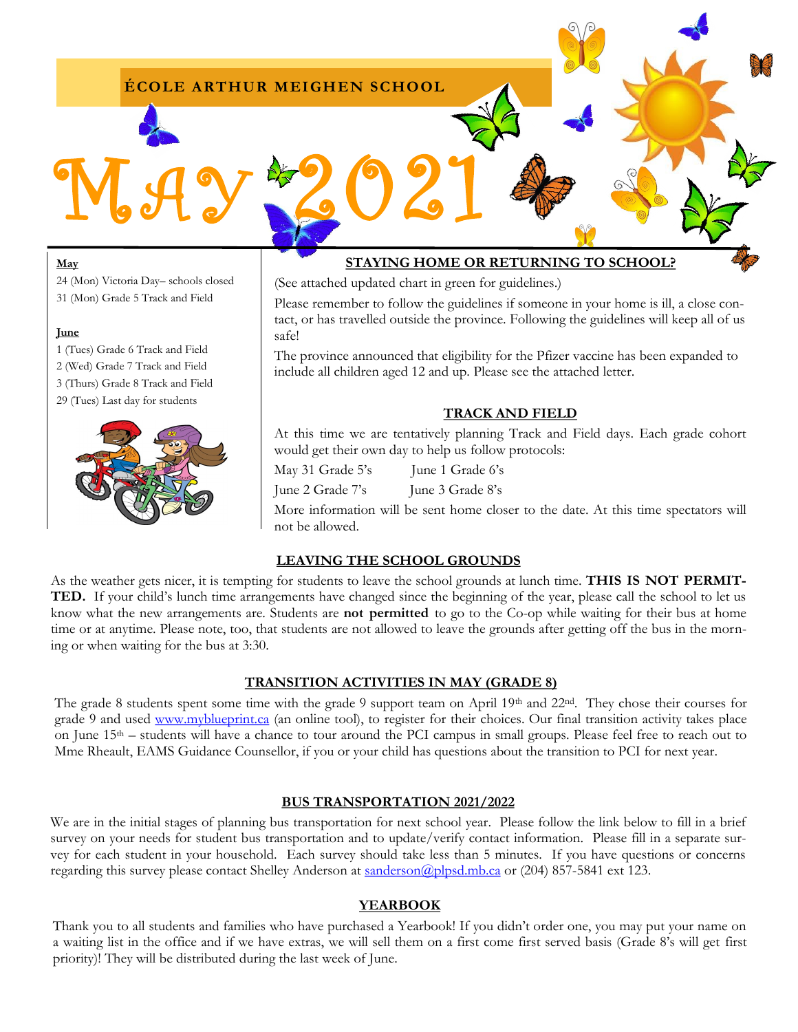# ÉCOLE ARTHUR MEIGHEN SCHOOL

# MAY 2021

**May**

24 (Mon) Victoria Day– schools closed
31 (Mon) Grade 5 Track and Field

**June**

1 (Tues) Grade 6 Track and Field
2 (Wed) Grade 7 Track and Field
3 (Thurs) Grade 8 Track and Field
29 (Tues) Last day for students

## STAYING HOME OR RETURNING TO SCHOOL?

(See attached updated chart in green for guidelines.)

Please remember to follow the guidelines if someone in your home is ill, a close contact, or has travelled outside the province. Following the guidelines will keep all of us safe!

The province announced that eligibility for the Pfizer vaccine has been expanded to include all children aged 12 and up. Please see the attached letter.

## TRACK AND FIELD

At this time we are tentatively planning Track and Field days. Each grade cohort would get their own day to help us follow protocols:

May 31 Grade 5's June 1 Grade 6's
June 2 Grade 7's June 3 Grade 8's

More information will be sent home closer to the date. At this time spectators will not be allowed.

## LEAVING THE SCHOOL GROUNDS

As the weather gets nicer, it is tempting for students to leave the school grounds at lunch time. **THIS IS NOT PERMITTED.** If your child's lunch time arrangements have changed since the beginning of the year, please call the school to let us know what the new arrangements are. Students are **not permitted** to go to the Co-op while waiting for their bus at home time or at anytime. Please note, too, that students are not allowed to leave the grounds after getting off the bus in the morning or when waiting for the bus at 3:30.

## TRANSITION ACTIVITIES IN MAY (GRADE 8)

The grade 8 students spent some time with the grade 9 support team on April 19th and 22nd. They chose their courses for grade 9 and used www.myblueprint.ca (an online tool), to register for their choices. Our final transition activity takes place on June 15th – students will have a chance to tour around the PCI campus in small groups. Please feel free to reach out to Mme Rheault, EAMS Guidance Counsellor, if you or your child has questions about the transition to PCI for next year.

## BUS TRANSPORTATION 2021/2022

We are in the initial stages of planning bus transportation for next school year. Please follow the link below to fill in a brief survey on your needs for student bus transportation and to update/verify contact information. Please fill in a separate survey for each student in your household. Each survey should take less than 5 minutes. If you have questions or concerns regarding this survey please contact Shelley Anderson at sanderson@plpsd.mb.ca or (204) 857-5841 ext 123.

## YEARBOOK

Thank you to all students and families who have purchased a Yearbook! If you didn't order one, you may put your name on a waiting list in the office and if we have extras, we will sell them on a first come first served basis (Grade 8's will get first priority)! They will be distributed during the last week of June.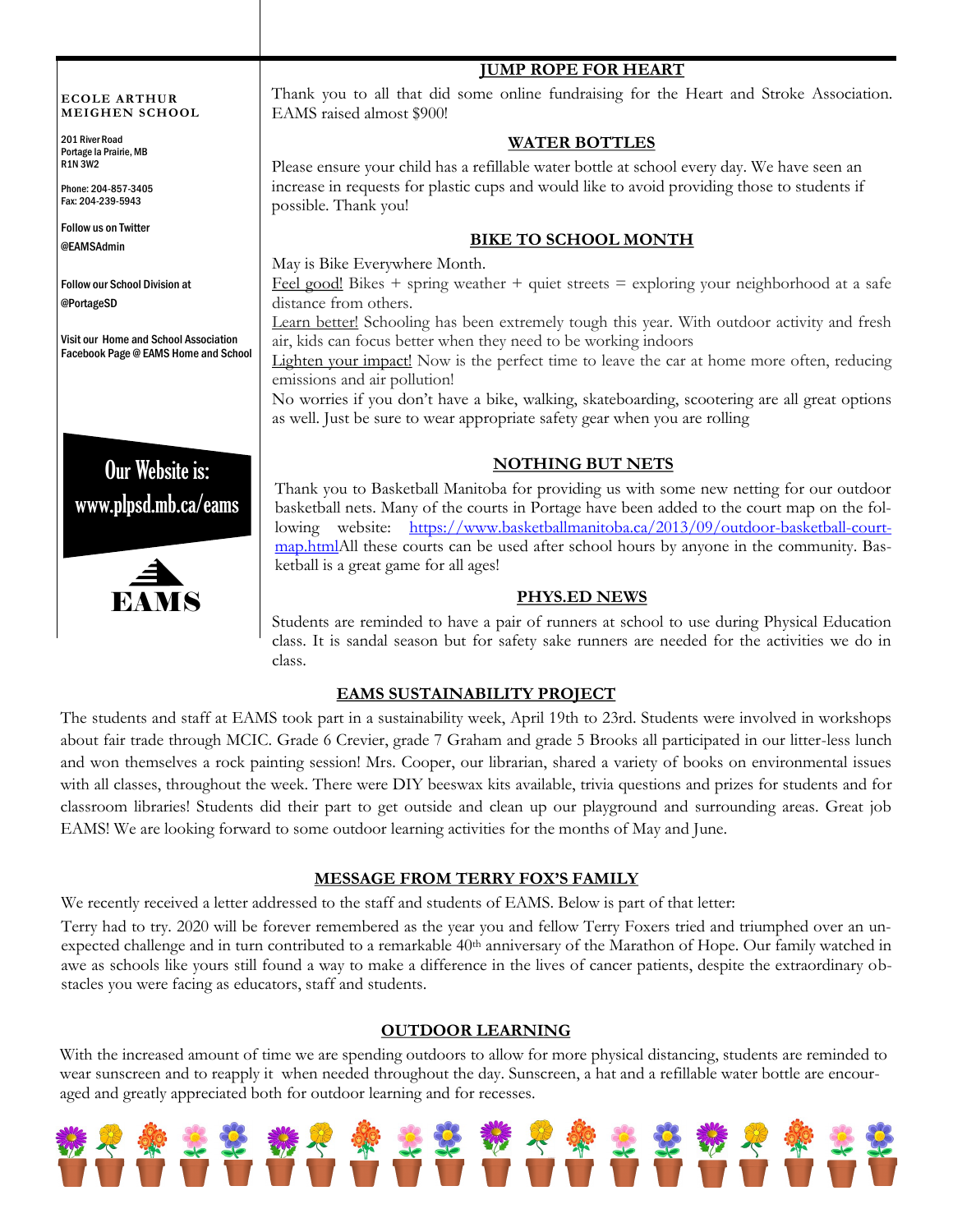**ECOLE ARTHUR MEIGHEN SCHOOL**

201 River Road
Portage la Prairie, MB
R1N 3W2

Phone: 204-857-3405
Fax: 204-239-5943

Follow us on Twitter
@EAMSAdmin

Follow our School Division at
@PortageSD

Visit our Home and School Association Facebook Page @ EAMS Home and School

Our Website is:
www.plpsd.mb.ca/eams

EAMS

## JUMP ROPE FOR HEART

Thank you to all that did some online fundraising for the Heart and Stroke Association. EAMS raised almost $900!

## WATER BOTTLES

Please ensure your child has a refillable water bottle at school every day. We have seen an increase in requests for plastic cups and would like to avoid providing those to students if possible. Thank you!

## BIKE TO SCHOOL MONTH

May is Bike Everywhere Month.

Feel good! Bikes + spring weather + quiet streets = exploring your neighborhood at a safe distance from others.

Learn better! Schooling has been extremely tough this year. With outdoor activity and fresh air, kids can focus better when they need to be working indoors

Lighten your impact! Now is the perfect time to leave the car at home more often, reducing emissions and air pollution!

No worries if you don't have a bike, walking, skateboarding, scootering are all great options as well. Just be sure to wear appropriate safety gear when you are rolling

## NOTHING BUT NETS

Thank you to Basketball Manitoba for providing us with some new netting for our outdoor basketball nets. Many of the courts in Portage have been added to the court map on the following website: https://www.basketballmanitoba.ca/2013/09/outdoor-basketball-court-map.htmlAll these courts can be used after school hours by anyone in the community. Basketball is a great game for all ages!

## PHYS.ED NEWS

Students are reminded to have a pair of runners at school to use during Physical Education class. It is sandal season but for safety sake runners are needed for the activities we do in class.

## EAMS SUSTAINABILITY PROJECT

The students and staff at EAMS took part in a sustainability week, April 19th to 23rd. Students were involved in workshops about fair trade through MCIC. Grade 6 Crevier, grade 7 Graham and grade 5 Brooks all participated in our litter-less lunch and won themselves a rock painting session! Mrs. Cooper, our librarian, shared a variety of books on environmental issues with all classes, throughout the week. There were DIY beeswax kits available, trivia questions and prizes for students and for classroom libraries! Students did their part to get outside and clean up our playground and surrounding areas. Great job EAMS! We are looking forward to some outdoor learning activities for the months of May and June.

## MESSAGE FROM TERRY FOX'S FAMILY

We recently received a letter addressed to the staff and students of EAMS. Below is part of that letter:

Terry had to try. 2020 will be forever remembered as the year you and fellow Terry Foxers tried and triumphed over an unexpected challenge and in turn contributed to a remarkable 40th anniversary of the Marathon of Hope. Our family watched in awe as schools like yours still found a way to make a difference in the lives of cancer patients, despite the extraordinary obstacles you were facing as educators, staff and students.

## OUTDOOR LEARNING

With the increased amount of time we are spending outdoors to allow for more physical distancing, students are reminded to wear sunscreen and to reapply it when needed throughout the day. Sunscreen, a hat and a refillable water bottle are encouraged and greatly appreciated both for outdoor learning and for recesses.